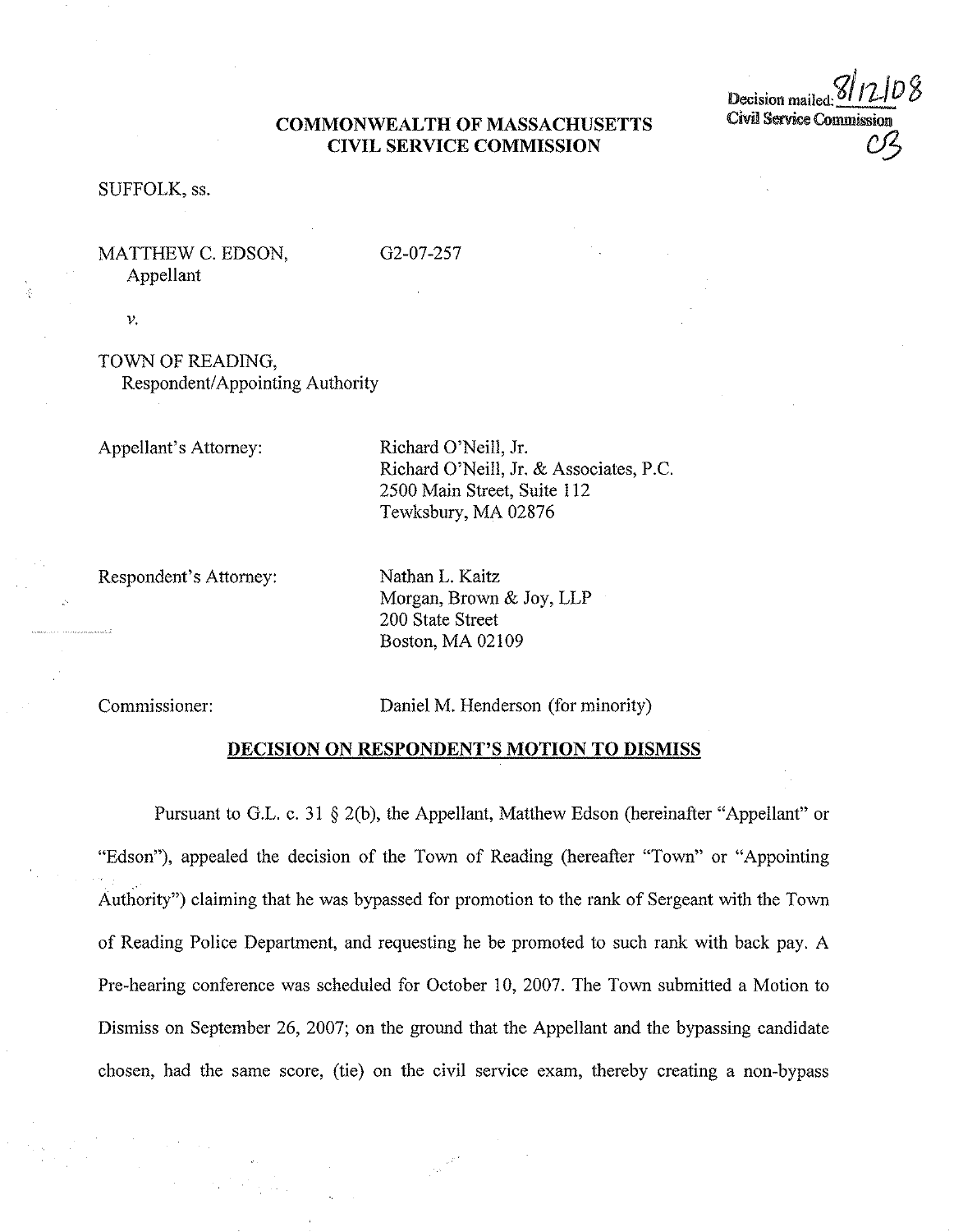Decision mailed: 8/12/08
Civil Service Commission
CB

**COMMONWEALTH OF MASSACHUSETTS**
**CIVIL SERVICE COMMISSION**

SUFFOLK, ss.

MATTHEW C. EDSON, Appellant                G2-07-257

*v.*

TOWN OF READING, Respondent/Appointing Authority

Appellant's Attorney:
Richard O'Neill, Jr.
Richard O'Neill, Jr. & Associates, P.C.
2500 Main Street, Suite 112
Tewksbury, MA 02876

Respondent's Attorney:
Nathan L. Kaitz
Morgan, Brown & Joy, LLP
200 State Street
Boston, MA 02109

Commissioner: Daniel M. Henderson (for minority)

## DECISION ON RESPONDENT'S MOTION TO DISMISS

Pursuant to G.L. c. 31 § 2(b), the Appellant, Matthew Edson (hereinafter "Appellant" or "Edson"), appealed the decision of the Town of Reading (hereafter "Town" or "Appointing Authority") claiming that he was bypassed for promotion to the rank of Sergeant with the Town of Reading Police Department, and requesting he be promoted to such rank with back pay. A Pre-hearing conference was scheduled for October 10, 2007. The Town submitted a Motion to Dismiss on September 26, 2007; on the ground that the Appellant and the bypassing candidate chosen, had the same score, (tie) on the civil service exam, thereby creating a non-bypass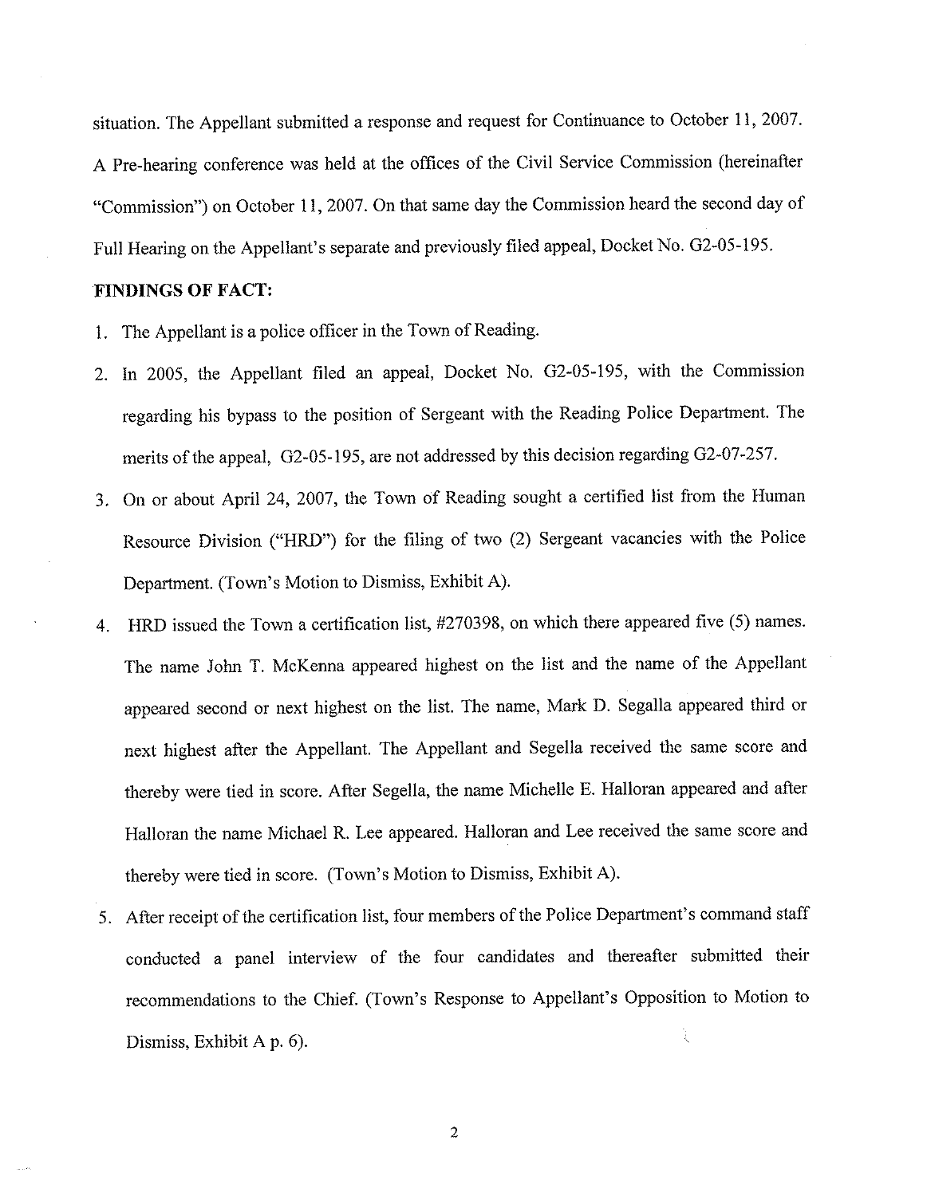situation. The Appellant submitted a response and request for Continuance to October 11, 2007. A Pre-hearing conference was held at the offices of the Civil Service Commission (hereinafter "Commission") on October 11, 2007. On that same day the Commission heard the second day of Full Hearing on the Appellant's separate and previously filed appeal, Docket No. G2-05-195.

**FINDINGS OF FACT:**

1. The Appellant is a police officer in the Town of Reading.
2. In 2005, the Appellant filed an appeal, Docket No. G2-05-195, with the Commission regarding his bypass to the position of Sergeant with the Reading Police Department. The merits of the appeal, G2-05-195, are not addressed by this decision regarding G2-07-257.
3. On or about April 24, 2007, the Town of Reading sought a certified list from the Human Resource Division ("HRD") for the filing of two (2) Sergeant vacancies with the Police Department. (Town's Motion to Dismiss, Exhibit A).
4. HRD issued the Town a certification list, #270398, on which there appeared five (5) names. The name John T. McKenna appeared highest on the list and the name of the Appellant appeared second or next highest on the list. The name, Mark D. Segalla appeared third or next highest after the Appellant. The Appellant and Segella received the same score and thereby were tied in score. After Segella, the name Michelle E. Halloran appeared and after Halloran the name Michael R. Lee appeared. Halloran and Lee received the same score and thereby were tied in score. (Town's Motion to Dismiss, Exhibit A).
5. After receipt of the certification list, four members of the Police Department's command staff conducted a panel interview of the four candidates and thereafter submitted their recommendations to the Chief. (Town's Response to Appellant's Opposition to Motion to Dismiss, Exhibit A p. 6).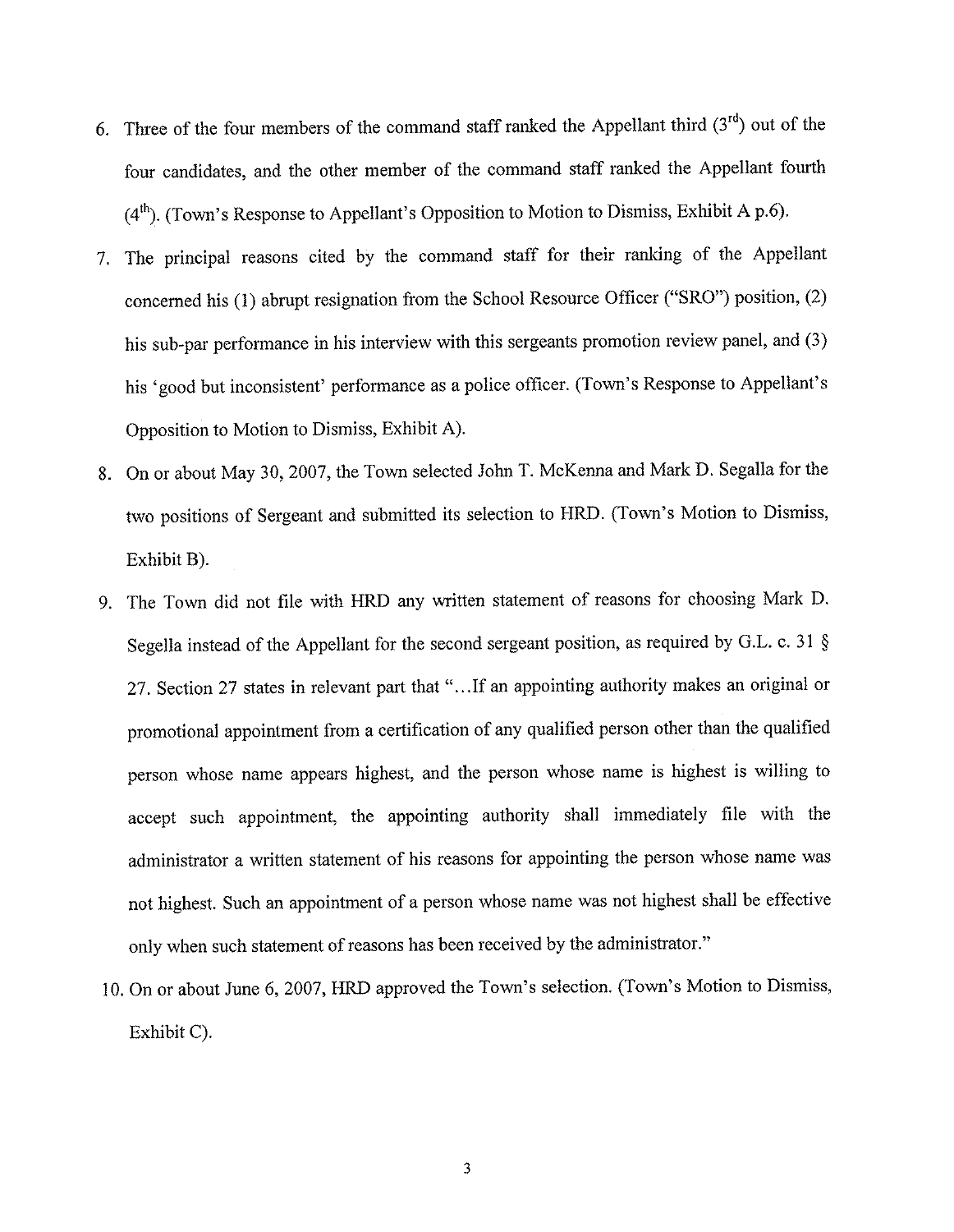6. Three of the four members of the command staff ranked the Appellant third (3rd) out of the four candidates, and the other member of the command staff ranked the Appellant fourth (4th). (Town's Response to Appellant's Opposition to Motion to Dismiss, Exhibit A p.6).
7. The principal reasons cited by the command staff for their ranking of the Appellant concerned his (1) abrupt resignation from the School Resource Officer ("SRO") position, (2) his sub-par performance in his interview with this sergeants promotion review panel, and (3) his 'good but inconsistent' performance as a police officer. (Town's Response to Appellant's Opposition to Motion to Dismiss, Exhibit A).
8. On or about May 30, 2007, the Town selected John T. McKenna and Mark D. Segalla for the two positions of Sergeant and submitted its selection to HRD. (Town's Motion to Dismiss, Exhibit B).
9. The Town did not file with HRD any written statement of reasons for choosing Mark D. Segella instead of the Appellant for the second sergeant position, as required by G.L. c. 31 § 27. Section 27 states in relevant part that "...If an appointing authority makes an original or promotional appointment from a certification of any qualified person other than the qualified person whose name appears highest, and the person whose name is highest is willing to accept such appointment, the appointing authority shall immediately file with the administrator a written statement of his reasons for appointing the person whose name was not highest. Such an appointment of a person whose name was not highest shall be effective only when such statement of reasons has been received by the administrator."
10. On or about June 6, 2007, HRD approved the Town's selection. (Town's Motion to Dismiss, Exhibit C).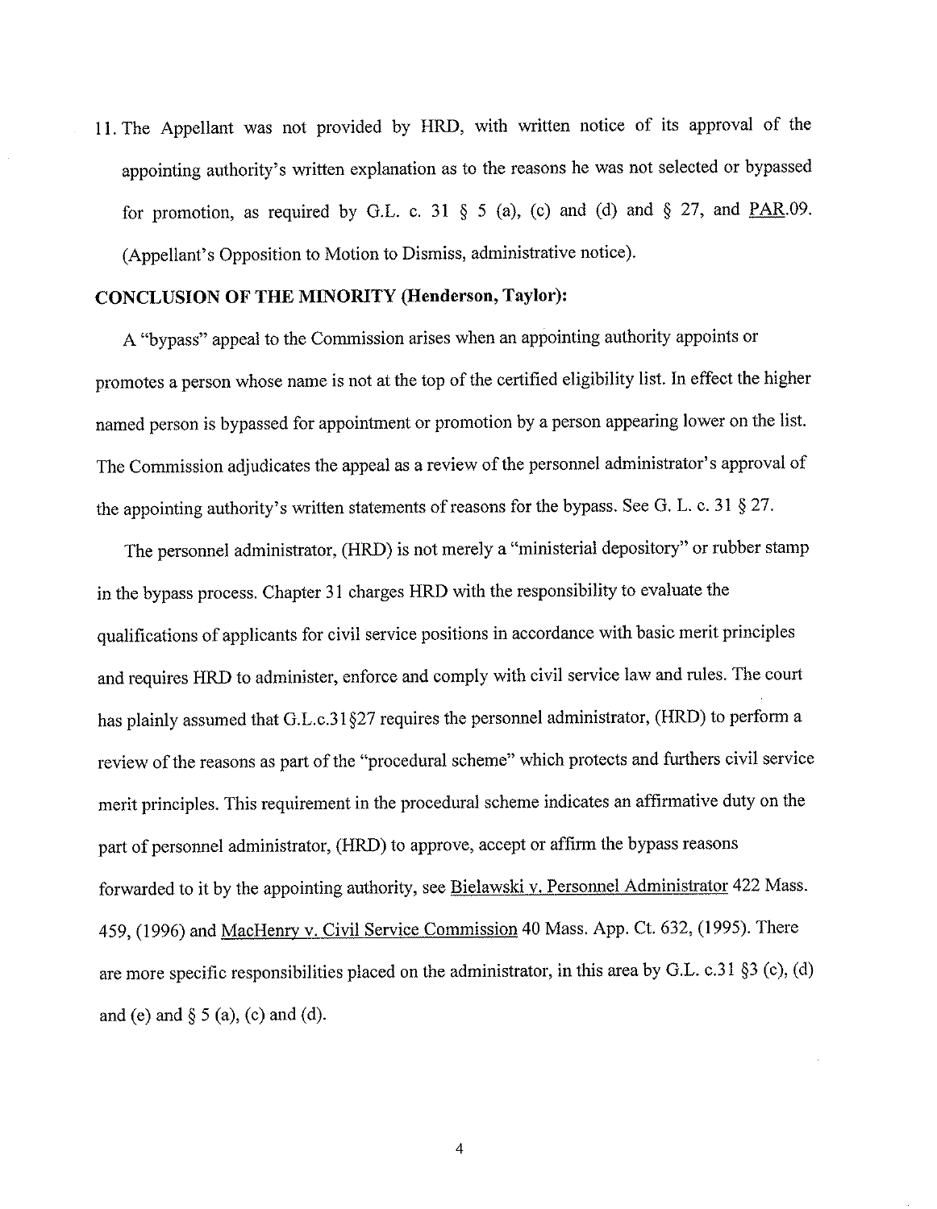11. The Appellant was not provided by HRD, with written notice of its approval of the appointing authority's written explanation as to the reasons he was not selected or bypassed for promotion, as required by G.L. c. 31 § 5 (a), (c) and (d) and § 27, and PAR.09. (Appellant's Opposition to Motion to Dismiss, administrative notice).

**CONCLUSION OF THE MINORITY (Henderson, Taylor):**

A "bypass" appeal to the Commission arises when an appointing authority appoints or promotes a person whose name is not at the top of the certified eligibility list. In effect the higher named person is bypassed for appointment or promotion by a person appearing lower on the list. The Commission adjudicates the appeal as a review of the personnel administrator's approval of the appointing authority's written statements of reasons for the bypass. See G. L. c. 31 § 27.

The personnel administrator, (HRD) is not merely a "ministerial depository" or rubber stamp in the bypass process. Chapter 31 charges HRD with the responsibility to evaluate the qualifications of applicants for civil service positions in accordance with basic merit principles and requires HRD to administer, enforce and comply with civil service law and rules. The court has plainly assumed that G.L.c.31§27 requires the personnel administrator, (HRD) to perform a review of the reasons as part of the "procedural scheme" which protects and furthers civil service merit principles. This requirement in the procedural scheme indicates an affirmative duty on the part of personnel administrator, (HRD) to approve, accept or affirm the bypass reasons forwarded to it by the appointing authority, see Bielawski v. Personnel Administrator 422 Mass. 459, (1996) and MacHenry v. Civil Service Commission 40 Mass. App. Ct. 632, (1995). There are more specific responsibilities placed on the administrator, in this area by G.L. c.31 §3 (c), (d) and (e) and § 5 (a), (c) and (d).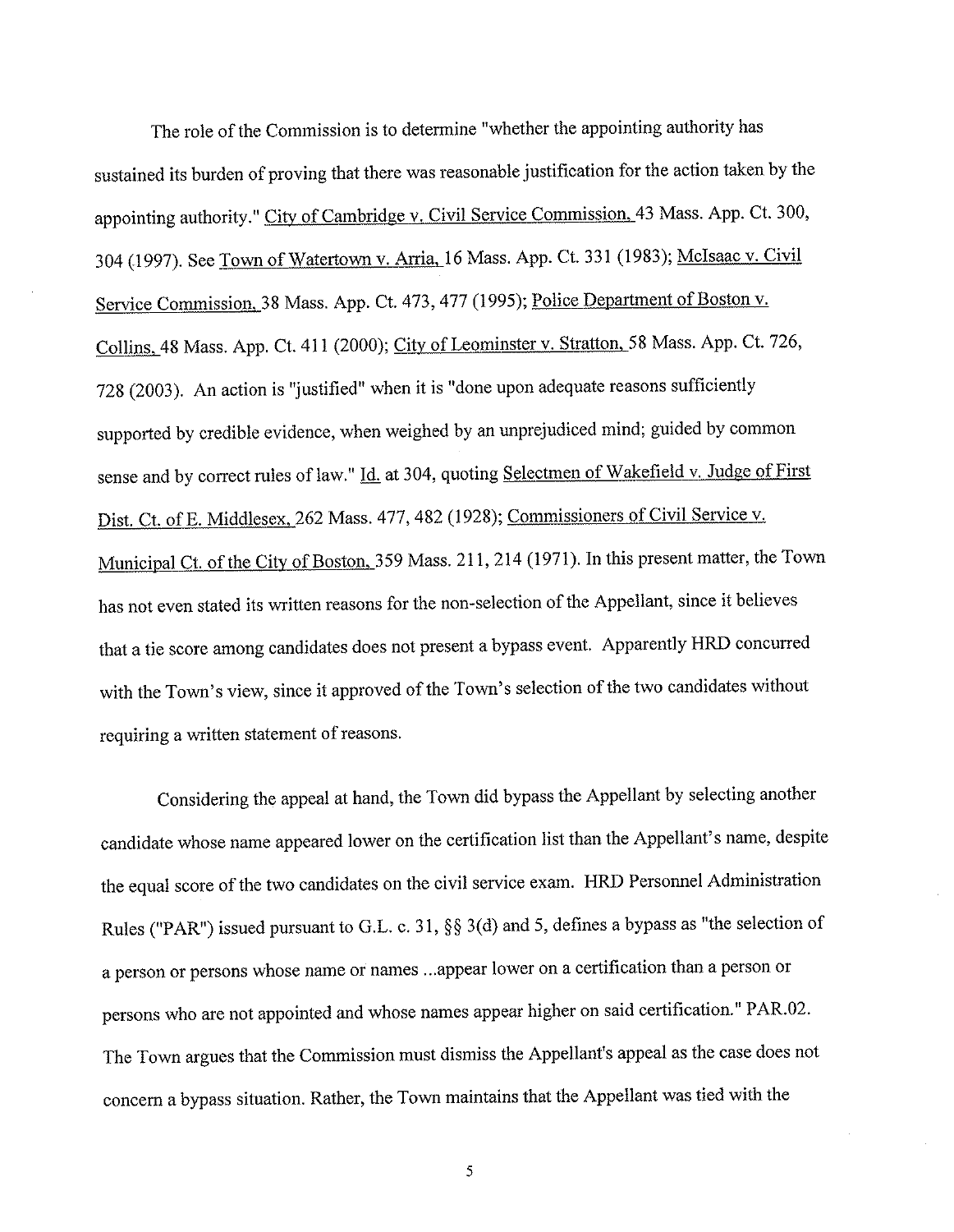The role of the Commission is to determine "whether the appointing authority has sustained its burden of proving that there was reasonable justification for the action taken by the appointing authority." City of Cambridge v. Civil Service Commission, 43 Mass. App. Ct. 300, 304 (1997). See Town of Watertown v. Arria, 16 Mass. App. Ct. 331 (1983); McIsaac v. Civil Service Commission, 38 Mass. App. Ct. 473, 477 (1995); Police Department of Boston v. Collins, 48 Mass. App. Ct. 411 (2000); City of Leominster v. Stratton, 58 Mass. App. Ct. 726, 728 (2003). An action is "justified" when it is "done upon adequate reasons sufficiently supported by credible evidence, when weighed by an unprejudiced mind; guided by common sense and by correct rules of law." Id. at 304, quoting Selectmen of Wakefield v. Judge of First Dist. Ct. of E. Middlesex, 262 Mass. 477, 482 (1928); Commissioners of Civil Service v. Municipal Ct. of the City of Boston, 359 Mass. 211, 214 (1971). In this present matter, the Town has not even stated its written reasons for the non-selection of the Appellant, since it believes that a tie score among candidates does not present a bypass event. Apparently HRD concurred with the Town's view, since it approved of the Town's selection of the two candidates without requiring a written statement of reasons.

Considering the appeal at hand, the Town did bypass the Appellant by selecting another candidate whose name appeared lower on the certification list than the Appellant's name, despite the equal score of the two candidates on the civil service exam. HRD Personnel Administration Rules ("PAR") issued pursuant to G.L. c. 31, §§ 3(d) and 5, defines a bypass as "the selection of a person or persons whose name or names ...appear lower on a certification than a person or persons who are not appointed and whose names appear higher on said certification." PAR.02. The Town argues that the Commission must dismiss the Appellant's appeal as the case does not concern a bypass situation. Rather, the Town maintains that the Appellant was tied with the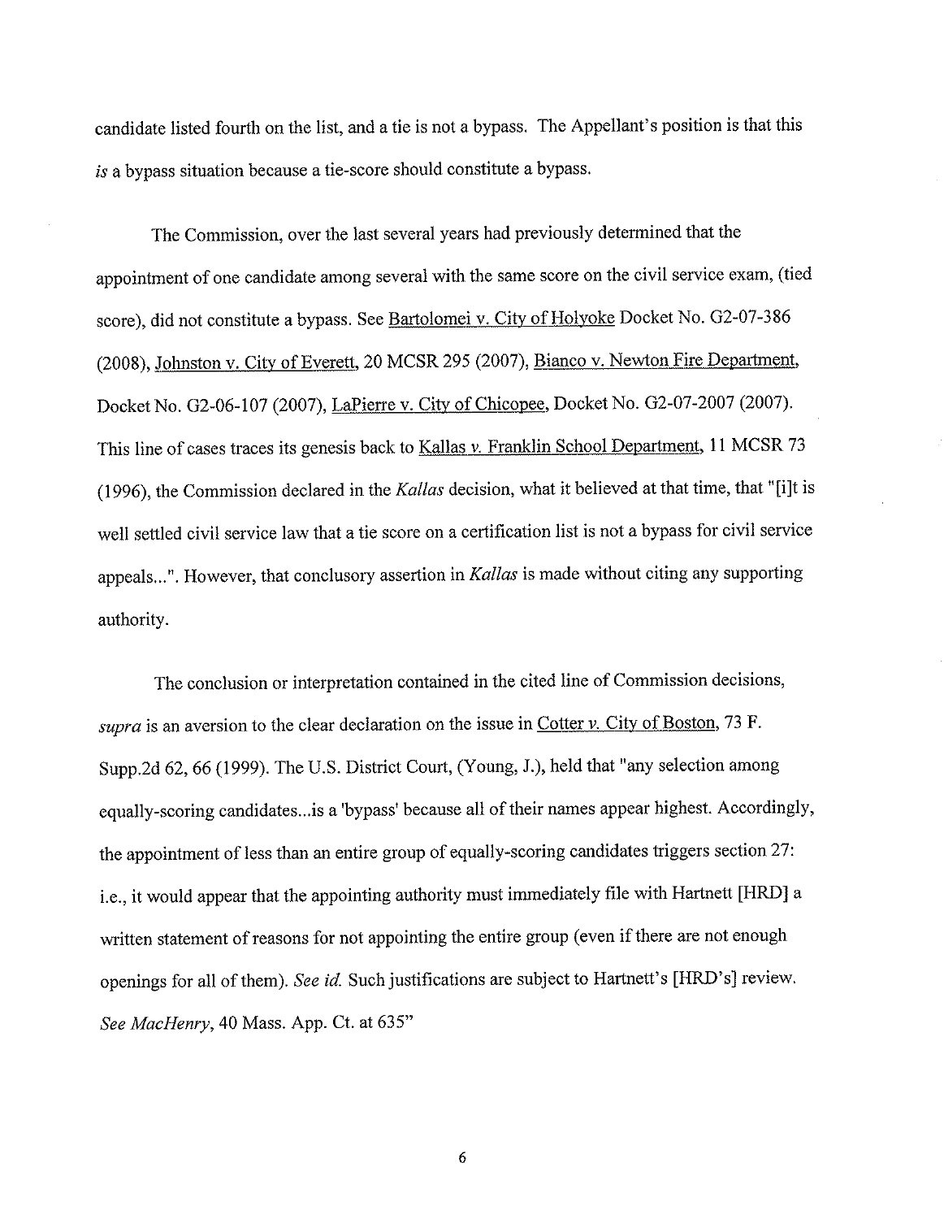candidate listed fourth on the list, and a tie is not a bypass. The Appellant's position is that this *is* a bypass situation because a tie-score should constitute a bypass.

The Commission, over the last several years had previously determined that the appointment of one candidate among several with the same score on the civil service exam, (tied score), did not constitute a bypass. See Bartolomei v. City of Holyoke Docket No. G2-07-386 (2008), Johnston v. City of Everett, 20 MCSR 295 (2007), Bianco v. Newton Fire Department, Docket No. G2-06-107 (2007), LaPierre v. City of Chicopee, Docket No. G2-07-2007 (2007). This line of cases traces its genesis back to Kallas v. Franklin School Department, 11 MCSR 73 (1996), the Commission declared in the *Kallas* decision, what it believed at that time, that "[i]t is well settled civil service law that a tie score on a certification list is not a bypass for civil service appeals...". However, that conclusory assertion in *Kallas* is made without citing any supporting authority.

The conclusion or interpretation contained in the cited line of Commission decisions, *supra* is an aversion to the clear declaration on the issue in Cotter v. City of Boston, 73 F. Supp.2d 62, 66 (1999). The U.S. District Court, (Young, J.), held that "any selection among equally-scoring candidates...is a 'bypass' because all of their names appear highest. Accordingly, the appointment of less than an entire group of equally-scoring candidates triggers section 27: i.e., it would appear that the appointing authority must immediately file with Hartnett [HRD] a written statement of reasons for not appointing the entire group (even if there are not enough openings for all of them). *See id.* Such justifications are subject to Hartnett's [HRD's] review. *See MacHenry*, 40 Mass. App. Ct. at 635"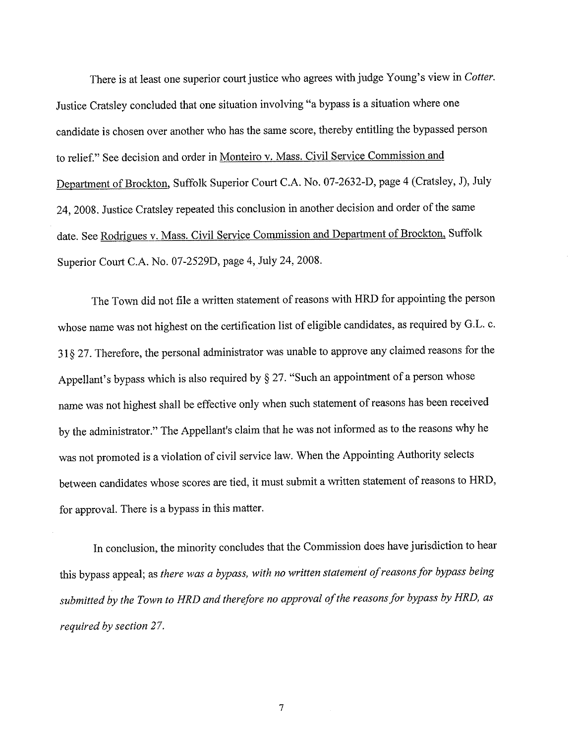There is at least one superior court justice who agrees with judge Young's view in *Cotter*. Justice Cratsley concluded that one situation involving "a bypass is a situation where one candidate is chosen over another who has the same score, thereby entitling the bypassed person to relief." See decision and order in Monteiro v. Mass. Civil Service Commission and Department of Brockton, Suffolk Superior Court C.A. No. 07-2632-D, page 4 (Cratsley, J), July 24, 2008. Justice Cratsley repeated this conclusion in another decision and order of the same date. See Rodrigues v. Mass. Civil Service Commission and Department of Brockton, Suffolk Superior Court C.A. No. 07-2529D, page 4, July 24, 2008.

The Town did not file a written statement of reasons with HRD for appointing the person whose name was not highest on the certification list of eligible candidates, as required by G.L. c. 31§ 27. Therefore, the personal administrator was unable to approve any claimed reasons for the Appellant's bypass which is also required by § 27. "Such an appointment of a person whose name was not highest shall be effective only when such statement of reasons has been received by the administrator." The Appellant's claim that he was not informed as to the reasons why he was not promoted is a violation of civil service law. When the Appointing Authority selects between candidates whose scores are tied, it must submit a written statement of reasons to HRD, for approval. There is a bypass in this matter.

In conclusion, the minority concludes that the Commission does have jurisdiction to hear this bypass appeal; as *there was a bypass, with no written statement of reasons for bypass being submitted by the Town to HRD and therefore no approval of the reasons for bypass by HRD, as required by section 27.*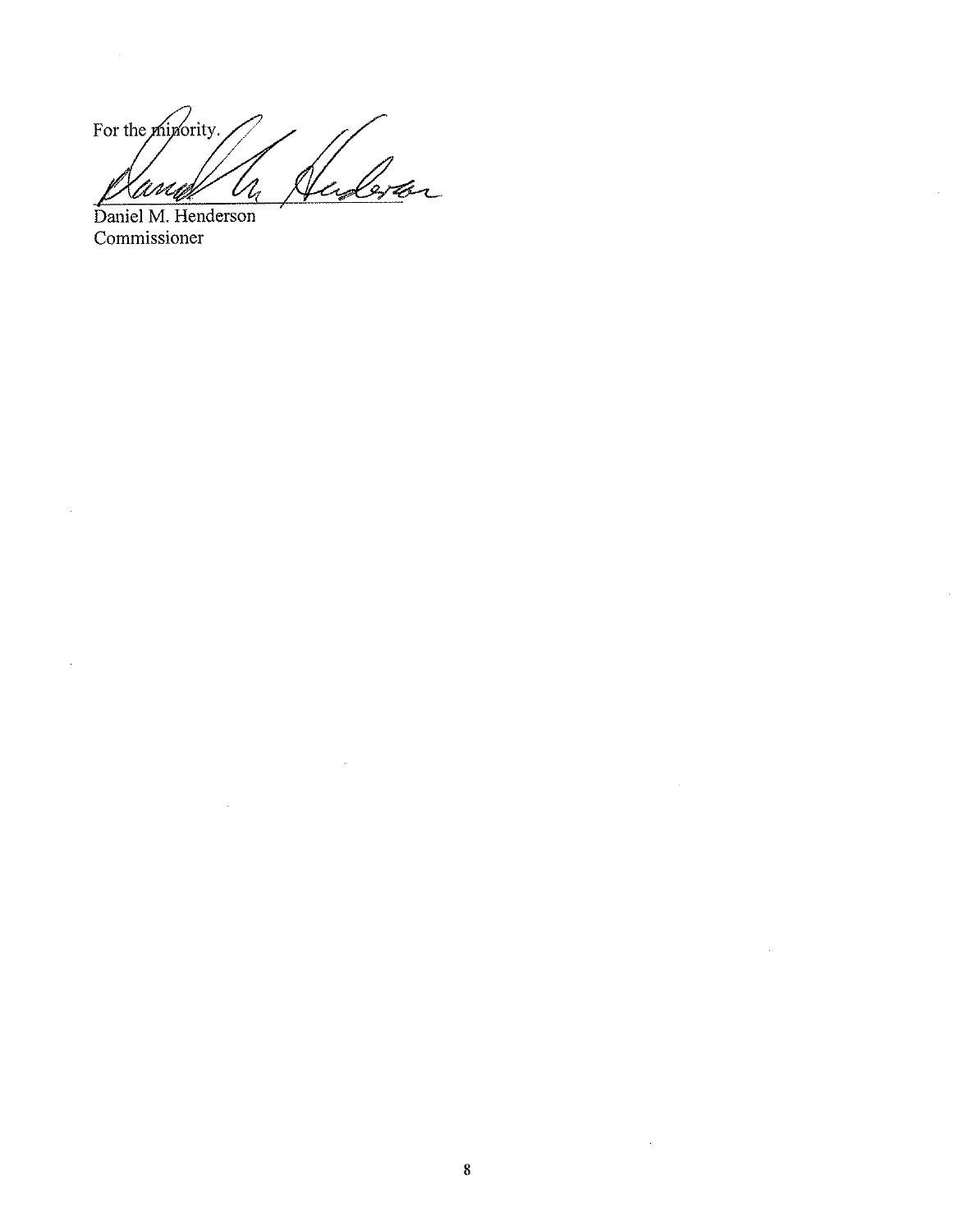For the minority.

Daniel M. Henderson
Commissioner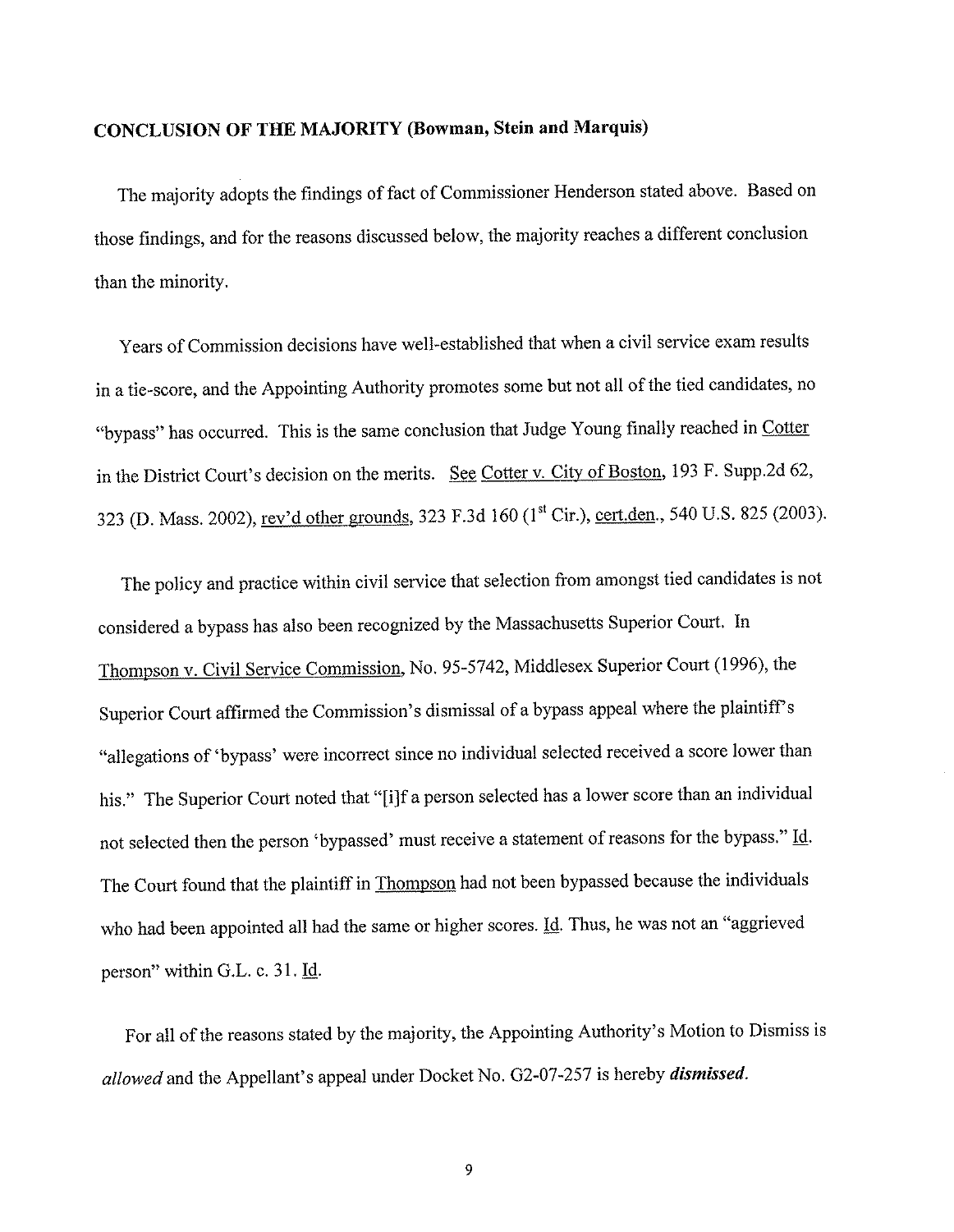**CONCLUSION OF THE MAJORITY (Bowman, Stein and Marquis)**

The majority adopts the findings of fact of Commissioner Henderson stated above. Based on those findings, and for the reasons discussed below, the majority reaches a different conclusion than the minority.

Years of Commission decisions have well-established that when a civil service exam results in a tie-score, and the Appointing Authority promotes some but not all of the tied candidates, no "bypass" has occurred. This is the same conclusion that Judge Young finally reached in Cotter in the District Court's decision on the merits. See Cotter v. City of Boston, 193 F. Supp.2d 62, 323 (D. Mass. 2002), rev'd other grounds, 323 F.3d 160 (1st Cir.), cert.den., 540 U.S. 825 (2003).

The policy and practice within civil service that selection from amongst tied candidates is not considered a bypass has also been recognized by the Massachusetts Superior Court. In Thompson v. Civil Service Commission, No. 95-5742, Middlesex Superior Court (1996), the Superior Court affirmed the Commission's dismissal of a bypass appeal where the plaintiff's "allegations of 'bypass' were incorrect since no individual selected received a score lower than his." The Superior Court noted that "[i]f a person selected has a lower score than an individual not selected then the person 'bypassed' must receive a statement of reasons for the bypass." Id. The Court found that the plaintiff in Thompson had not been bypassed because the individuals who had been appointed all had the same or higher scores. Id. Thus, he was not an "aggrieved person" within G.L. c. 31. Id.

For all of the reasons stated by the majority, the Appointing Authority's Motion to Dismiss is *allowed* and the Appellant's appeal under Docket No. G2-07-257 is hereby ***dismissed***.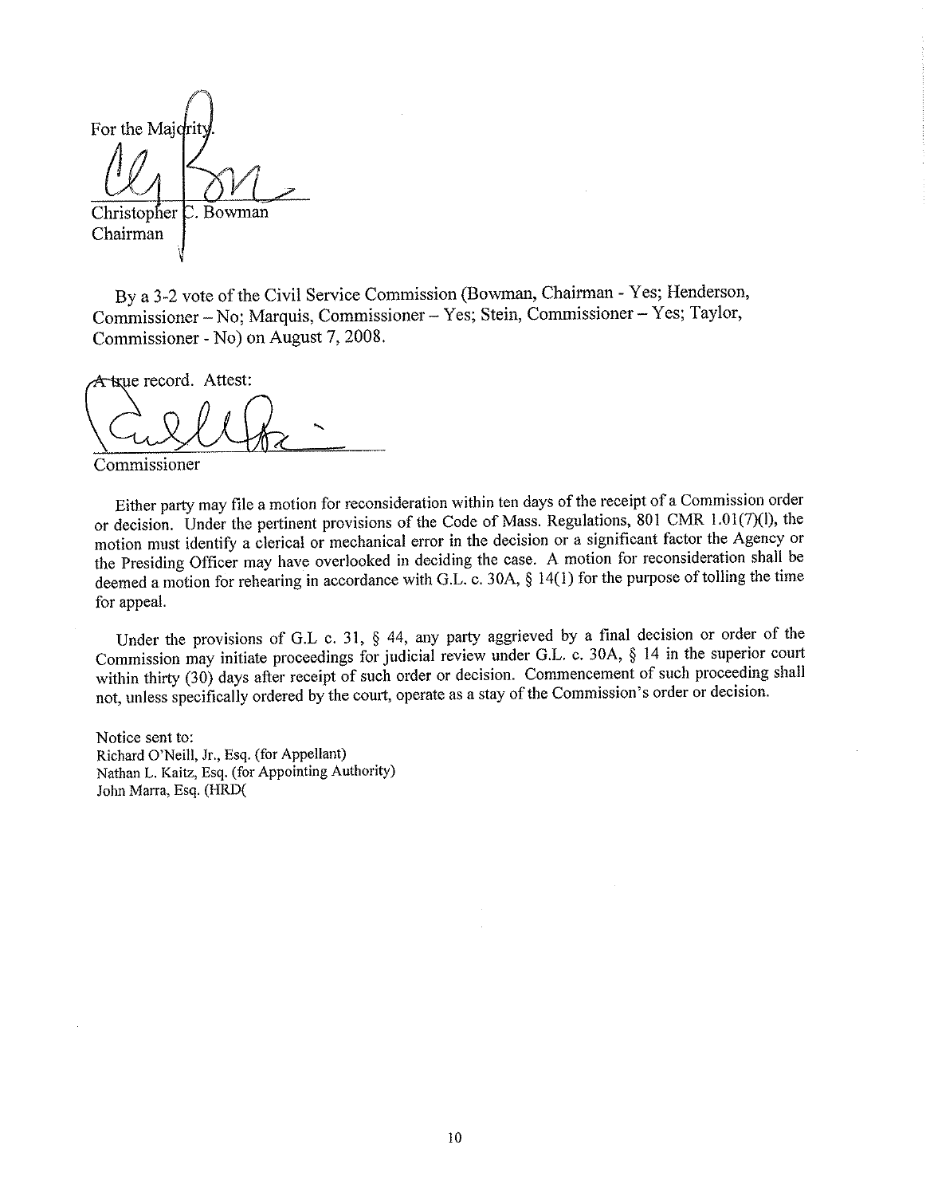For the Majority.

Christopher C. Bowman
Chairman

By a 3-2 vote of the Civil Service Commission (Bowman, Chairman - Yes; Henderson, Commissioner – No; Marquis, Commissioner – Yes; Stein, Commissioner – Yes; Taylor, Commissioner - No) on August 7, 2008.

A true record. Attest:

Commissioner

Either party may file a motion for reconsideration within ten days of the receipt of a Commission order or decision. Under the pertinent provisions of the Code of Mass. Regulations, 801 CMR 1.01(7)(l), the motion must identify a clerical or mechanical error in the decision or a significant factor the Agency or the Presiding Officer may have overlooked in deciding the case. A motion for reconsideration shall be deemed a motion for rehearing in accordance with G.L. c. 30A, § 14(1) for the purpose of tolling the time for appeal.

Under the provisions of G.L c. 31, § 44, any party aggrieved by a final decision or order of the Commission may initiate proceedings for judicial review under G.L. c. 30A, § 14 in the superior court within thirty (30) days after receipt of such order or decision. Commencement of such proceeding shall not, unless specifically ordered by the court, operate as a stay of the Commission's order or decision.

Notice sent to:
Richard O'Neill, Jr., Esq. (for Appellant)
Nathan L. Kaitz, Esq. (for Appointing Authority)
John Marra, Esq. (HRD(